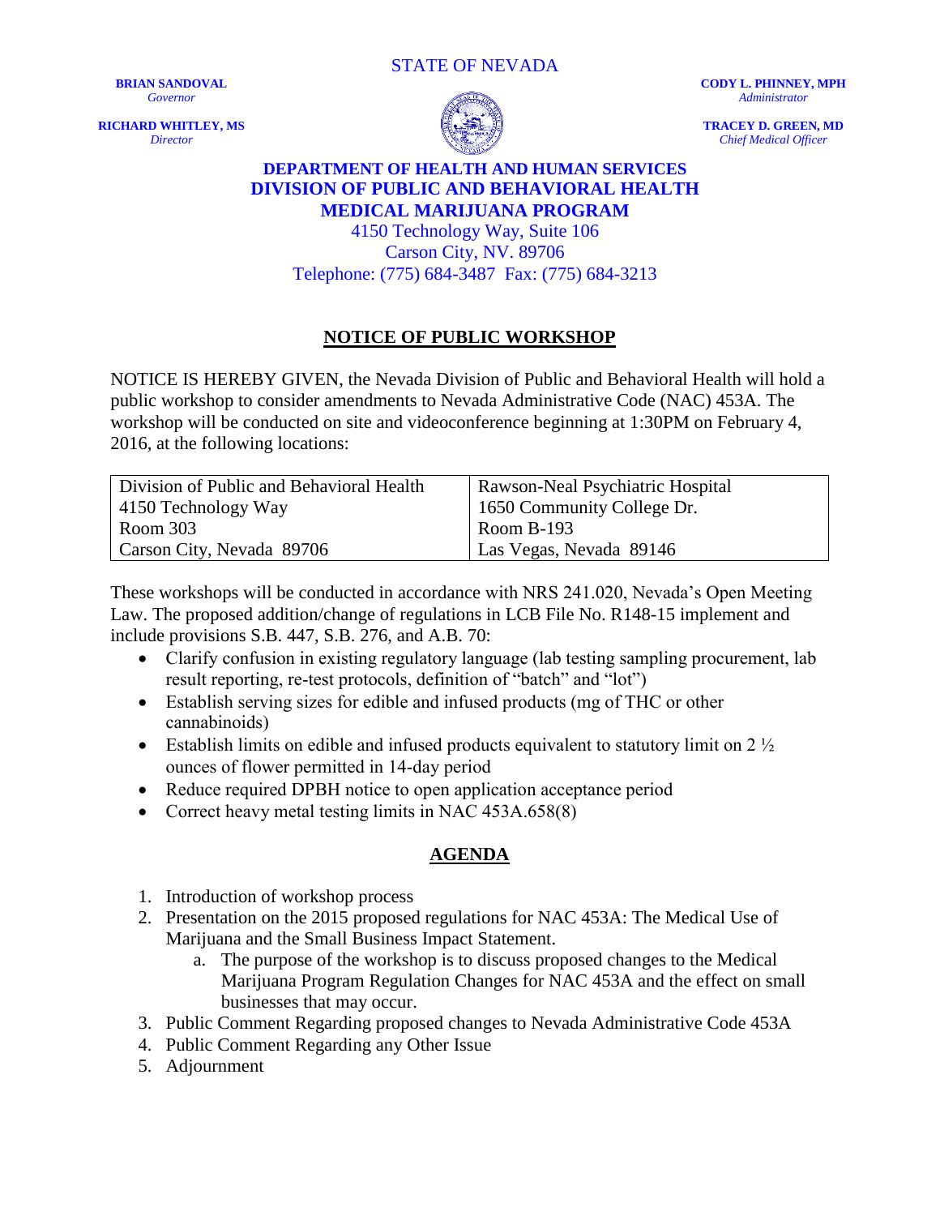STATE OF NEVADA

**BRIAN SANDOVAL**
*Governor*

**RICHARD WHITLEY, MS**
*Director*

**CODY L. PHINNEY, MPH**
*Administrator*

**TRACEY D. GREEN, MD**
*Chief Medical Officer*

**DEPARTMENT OF HEALTH AND HUMAN SERVICES**
**DIVISION OF PUBLIC AND BEHAVIORAL HEALTH**
**MEDICAL MARIJUANA PROGRAM**
4150 Technology Way, Suite 106
Carson City, NV. 89706
Telephone: (775) 684-3487 Fax: (775) 684-3213

## NOTICE OF PUBLIC WORKSHOP

NOTICE IS HEREBY GIVEN, the Nevada Division of Public and Behavioral Health will hold a public workshop to consider amendments to Nevada Administrative Code (NAC) 453A. The workshop will be conducted on site and videoconference beginning at 1:30PM on February 4, 2016, at the following locations:

| Division of Public and Behavioral Health<br>4150 Technology Way<br>Room 303<br>Carson City, Nevada 89706 | Rawson-Neal Psychiatric Hospital<br>1650 Community College Dr.<br>Room B-193<br>Las Vegas, Nevada 89146 |
|---|---|

These workshops will be conducted in accordance with NRS 241.020, Nevada's Open Meeting Law. The proposed addition/change of regulations in LCB File No. R148-15 implement and include provisions S.B. 447, S.B. 276, and A.B. 70:

- Clarify confusion in existing regulatory language (lab testing sampling procurement, lab result reporting, re-test protocols, definition of "batch" and "lot")
- Establish serving sizes for edible and infused products (mg of THC or other cannabinoids)
- Establish limits on edible and infused products equivalent to statutory limit on 2 ½ ounces of flower permitted in 14-day period
- Reduce required DPBH notice to open application acceptance period
- Correct heavy metal testing limits in NAC 453A.658(8)

## AGENDA

1. Introduction of workshop process
2. Presentation on the 2015 proposed regulations for NAC 453A: The Medical Use of Marijuana and the Small Business Impact Statement.
   a. The purpose of the workshop is to discuss proposed changes to the Medical Marijuana Program Regulation Changes for NAC 453A and the effect on small businesses that may occur.
3. Public Comment Regarding proposed changes to Nevada Administrative Code 453A
4. Public Comment Regarding any Other Issue
5. Adjournment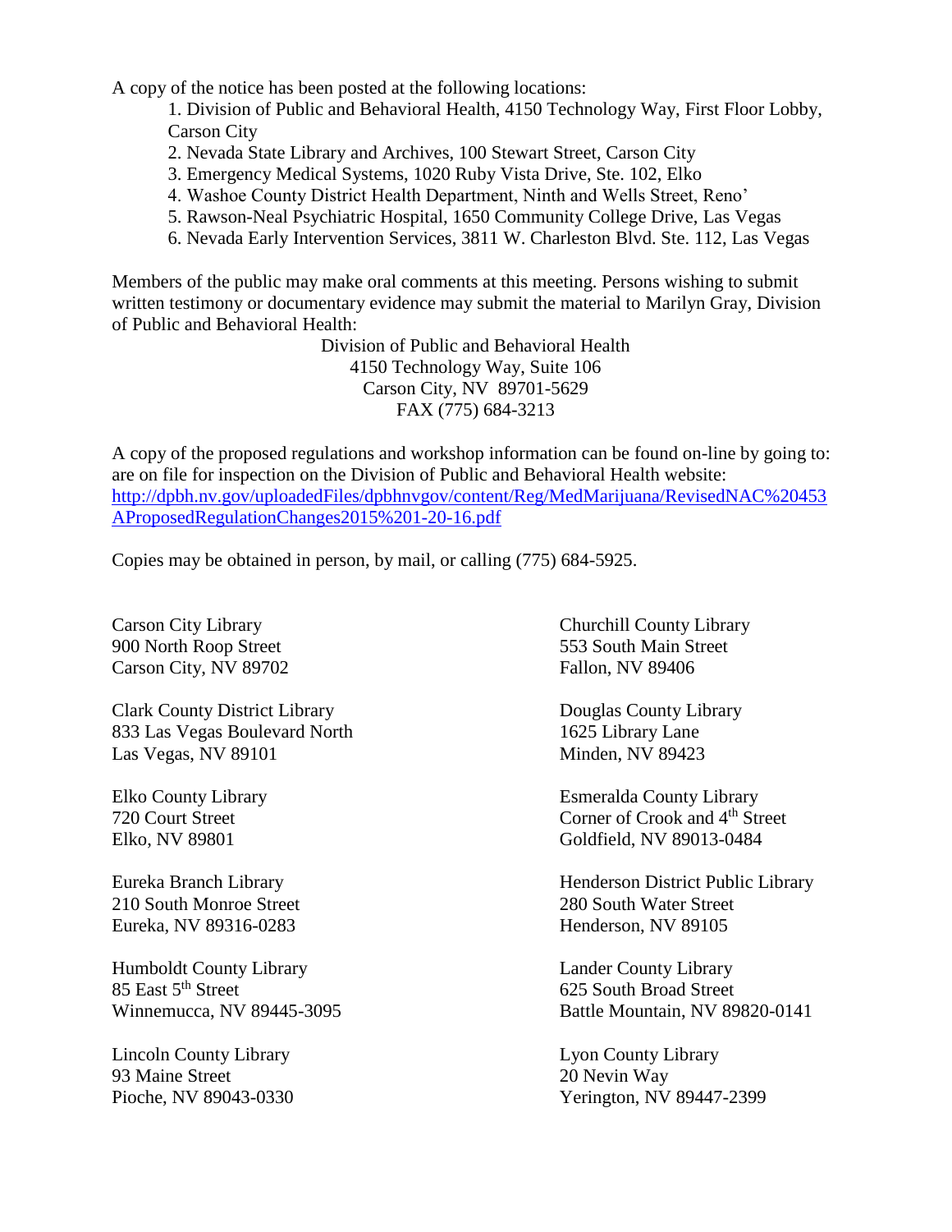A copy of the notice has been posted at the following locations:

1. Division of Public and Behavioral Health, 4150 Technology Way, First Floor Lobby, Carson City
2. Nevada State Library and Archives, 100 Stewart Street, Carson City
3. Emergency Medical Systems, 1020 Ruby Vista Drive, Ste. 102, Elko
4. Washoe County District Health Department, Ninth and Wells Street, Reno'
5. Rawson-Neal Psychiatric Hospital, 1650 Community College Drive, Las Vegas
6. Nevada Early Intervention Services, 3811 W. Charleston Blvd. Ste. 112, Las Vegas

Members of the public may make oral comments at this meeting. Persons wishing to submit written testimony or documentary evidence may submit the material to Marilyn Gray, Division of Public and Behavioral Health:

Division of Public and Behavioral Health
4150 Technology Way, Suite 106
Carson City, NV 89701-5629
FAX (775) 684-3213

A copy of the proposed regulations and workshop information can be found on-line by going to: are on file for inspection on the Division of Public and Behavioral Health website: http://dpbh.nv.gov/uploadedFiles/dpbhnvgov/content/Reg/MedMarijuana/RevisedNAC%20453AProposedRegulationChanges2015%201-20-16.pdf

Copies may be obtained in person, by mail, or calling (775) 684-5925.

Carson City Library
900 North Roop Street
Carson City, NV 89702

Churchill County Library
553 South Main Street
Fallon, NV 89406

Clark County District Library
833 Las Vegas Boulevard North
Las Vegas, NV 89101

Douglas County Library
1625 Library Lane
Minden, NV 89423

Elko County Library
720 Court Street
Elko, NV 89801

Esmeralda County Library
Corner of Crook and 4th Street
Goldfield, NV 89013-0484

Eureka Branch Library
210 South Monroe Street
Eureka, NV 89316-0283

Henderson District Public Library
280 South Water Street
Henderson, NV 89105

Humboldt County Library
85 East 5th Street
Winnemucca, NV 89445-3095

Lander County Library
625 South Broad Street
Battle Mountain, NV 89820-0141

Lincoln County Library
93 Maine Street
Pioche, NV 89043-0330

Lyon County Library
20 Nevin Way
Yerington, NV 89447-2399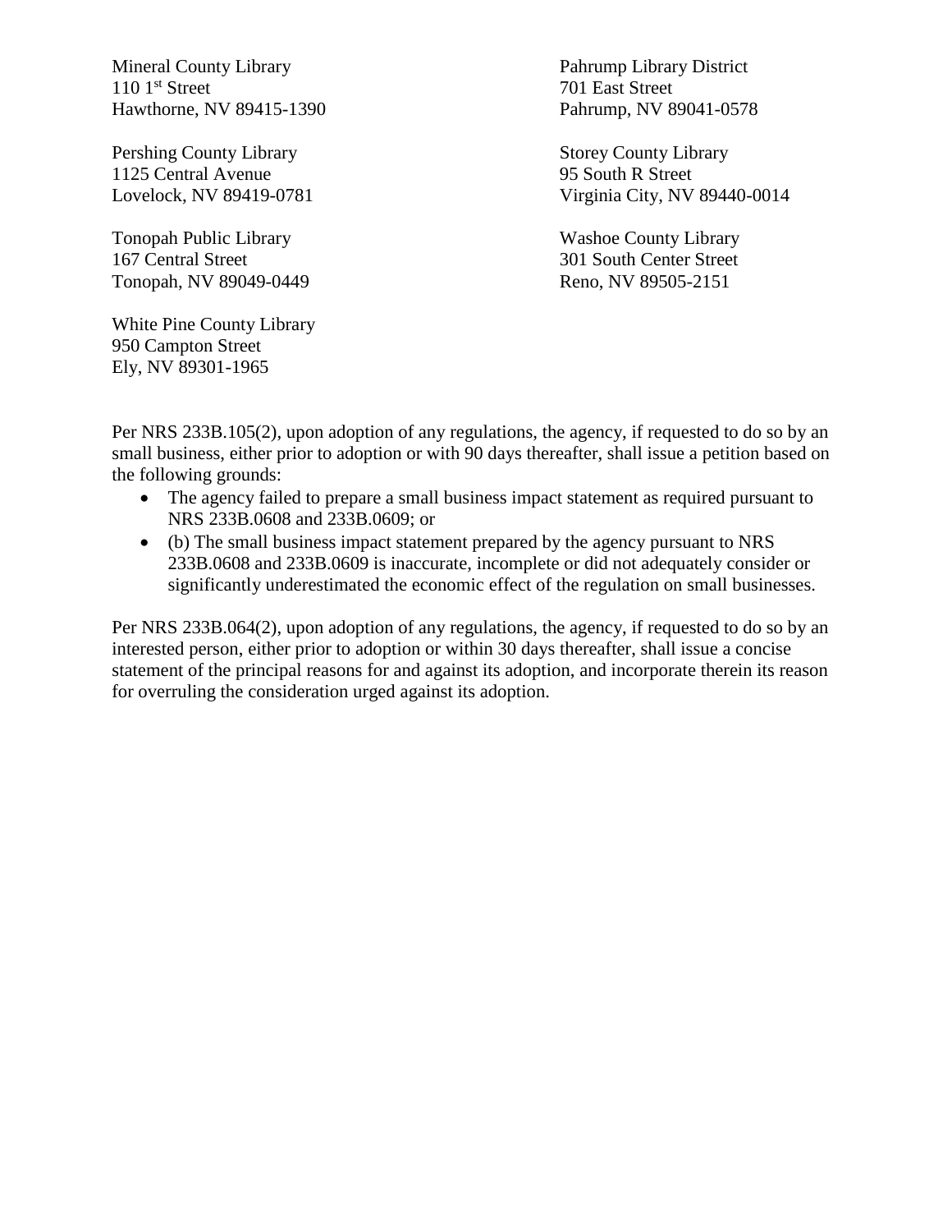Mineral County Library
110 1st Street
Hawthorne, NV 89415-1390

Pahrump Library District
701 East Street
Pahrump, NV 89041-0578

Pershing County Library
1125 Central Avenue
Lovelock, NV 89419-0781

Storey County Library
95 South R Street
Virginia City, NV 89440-0014

Tonopah Public Library
167 Central Street
Tonopah, NV 89049-0449

Washoe County Library
301 South Center Street
Reno, NV 89505-2151

White Pine County Library
950 Campton Street
Ely, NV 89301-1965

Per NRS 233B.105(2), upon adoption of any regulations, the agency, if requested to do so by an small business, either prior to adoption or with 90 days thereafter, shall issue a petition based on the following grounds:

- The agency failed to prepare a small business impact statement as required pursuant to NRS 233B.0608 and 233B.0609; or
- (b) The small business impact statement prepared by the agency pursuant to NRS 233B.0608 and 233B.0609 is inaccurate, incomplete or did not adequately consider or significantly underestimated the economic effect of the regulation on small businesses.

Per NRS 233B.064(2), upon adoption of any regulations, the agency, if requested to do so by an interested person, either prior to adoption or within 30 days thereafter, shall issue a concise statement of the principal reasons for and against its adoption, and incorporate therein its reason for overruling the consideration urged against its adoption.